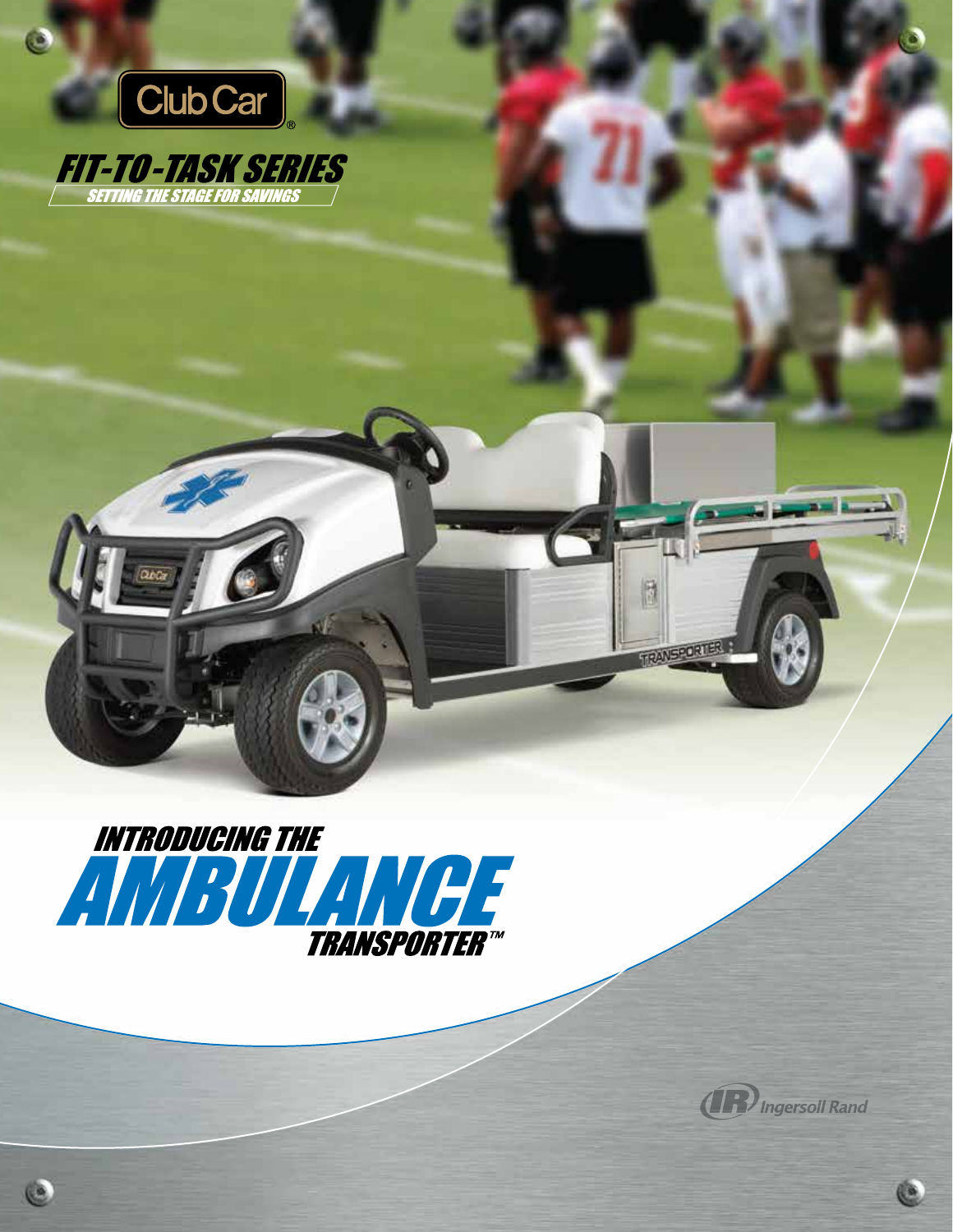Club Car®

# FIT-TO-TASK SERIES

SETTING THE STAGE FOR SAVINGS

# INTRODUCING THE AMBULANCE TRANSPORTER™

Ingersoll Rand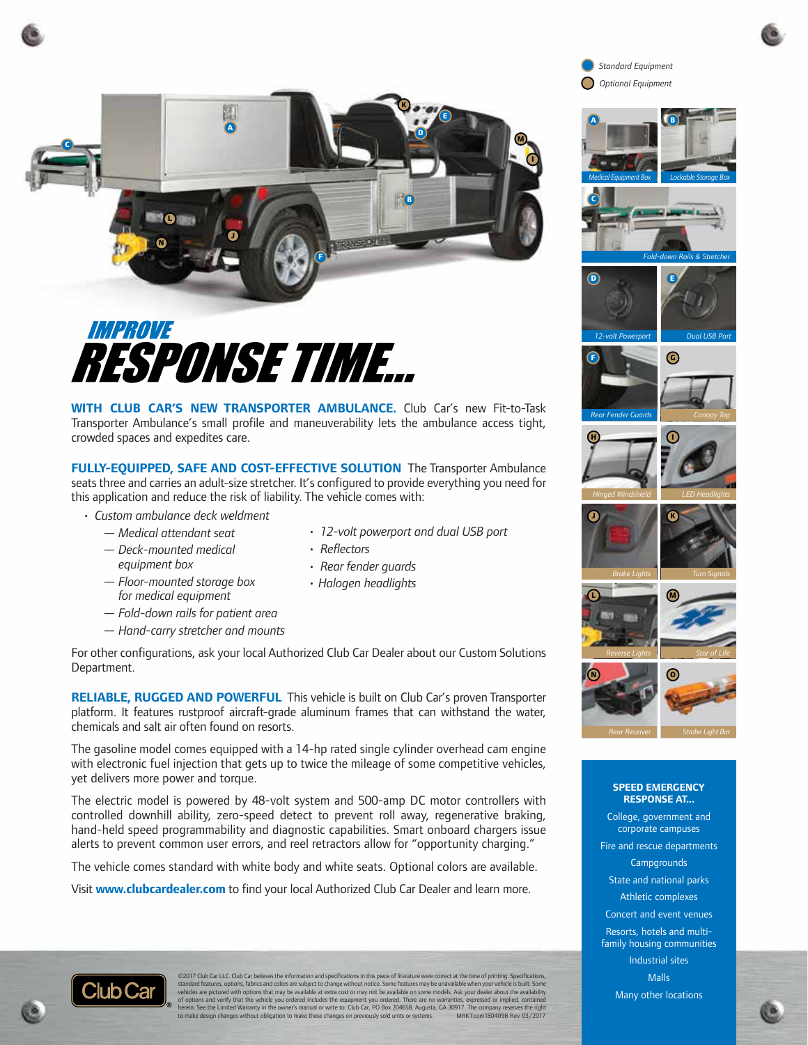# *IMPROVE* *RESPONSE TIME...*

**WITH CLUB CAR'S NEW TRANSPORTER AMBULANCE.** Club Car's new Fit-to-Task Transporter Ambulance's small profile and maneuverability lets the ambulance access tight, crowded spaces and expedites care.

**FULLY-EQUIPPED, SAFE AND COST-EFFECTIVE SOLUTION** The Transporter Ambulance seats three and carries an adult-size stretcher. It's configured to provide everything you need for this application and reduce the risk of liability. The vehicle comes with:

- *Custom ambulance deck weldment*
  - *Medical attendant seat*
  - *Deck-mounted medical equipment box*
  - *Floor-mounted storage box for medical equipment*
  - *Fold-down rails for patient area*
  - *Hand-carry stretcher and mounts*
- *12-volt powerport and dual USB port*
- *Reflectors*
- *Rear fender guards*
- *Halogen headlights*

For other configurations, ask your local Authorized Club Car Dealer about our Custom Solutions Department.

**RELIABLE, RUGGED AND POWERFUL** This vehicle is built on Club Car's proven Transporter platform. It features rustproof aircraft-grade aluminum frames that can withstand the water, chemicals and salt air often found on resorts.

The gasoline model comes equipped with a 14-hp rated single cylinder overhead cam engine with electronic fuel injection that gets up to twice the mileage of some competitive vehicles, yet delivers more power and torque.

The electric model is powered by 48-volt system and 500-amp DC motor controllers with controlled downhill ability, zero-speed detect to prevent roll away, regenerative braking, hand-held speed programmability and diagnostic capabilities. Smart onboard chargers issue alerts to prevent common user errors, and reel retractors allow for "opportunity charging."

The vehicle comes standard with white body and white seats. Optional colors are available.

Visit **www.clubcardealer.com** to find your local Authorized Club Car Dealer and learn more.

*Standard Equipment*

*Optional Equipment*

A *Medical Equipment Box*
B *Lockable Storage Box*
C *Fold-down Rails & Stretcher*
D *12-volt Powerport*
E *Dual USB Port*
F *Rear Fender Guards*
G *Canopy Top*
H *Hinged Windshield*
I *LED Headlights*
J *Brake Lights*
K *Turn Signals*
L *Reverse Lights*
M *Star of Life*
N *Rear Receiver*
O *Strobe Light Bar*

**SPEED EMERGENCY RESPONSE AT...**

College, government and corporate campuses

Fire and rescue departments

Campgrounds

State and national parks

Athletic complexes

Concert and event venues

Resorts, hotels and multi-family housing communities

Industrial sites

Malls

Many other locations

Club Car®

©2017 Club Car LLC. Club Car believes the information and specifications in this piece of literature were correct at the time of printing. Specifications, standard features, options, fabrics and colors are subject to change without notice. Some features may be unavailable when your vehicle is built. Some vehicles are pictured with options that may be available at extra cost or may not be available on some models. Ask your dealer about the availability of options and verify that the vehicle you ordered includes the equipment you ordered. There are no warranties, expressed or implied, contained herein. See the Limited Warranty in the owner's manual or write to: Club Car, PO Box 204658, Augusta, GA 30917. The company reserves the right to make design changes without obligation to make these changes on previously sold units or systems. MRKTcom1804098 Rev 03/2017